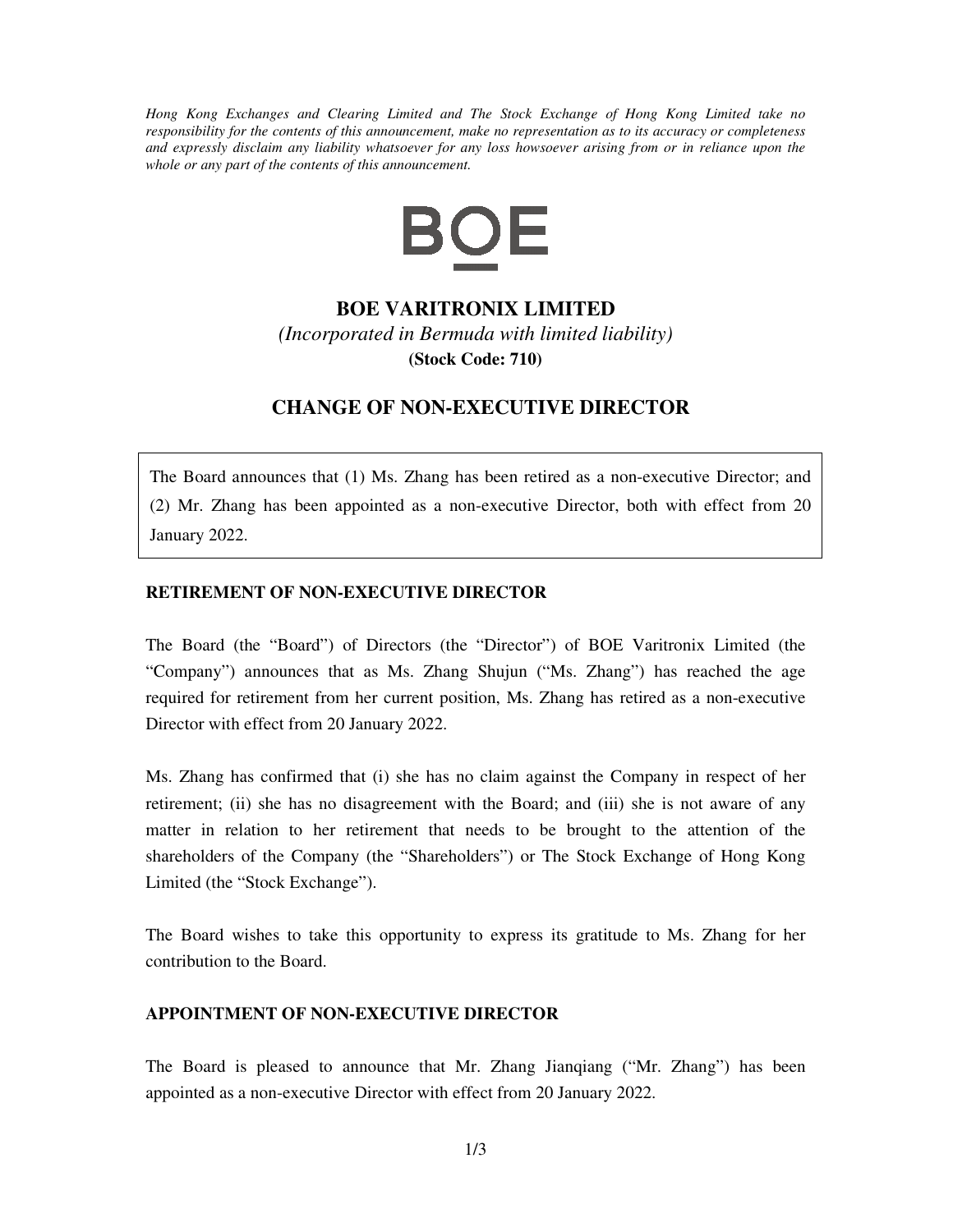*Hong Kong Exchanges and Clearing Limited and The Stock Exchange of Hong Kong Limited take no responsibility for the contents of this announcement, make no representation as to its accuracy or completeness and expressly disclaim any liability whatsoever for any loss howsoever arising from or in reliance upon the whole or any part of the contents of this announcement.*

BOE

# BOE VARITRONIX LIMITED

*(Incorporated in Bermuda with limited liability)*

**(Stock Code: 710)**

## CHANGE OF NON-EXECUTIVE DIRECTOR

The Board announces that (1) Ms. Zhang has been retired as a non-executive Director; and (2) Mr. Zhang has been appointed as a non-executive Director, both with effect from 20 January 2022.

### RETIREMENT OF NON-EXECUTIVE DIRECTOR

The Board (the "Board") of Directors (the "Director") of BOE Varitronix Limited (the "Company") announces that as Ms. Zhang Shujun ("Ms. Zhang") has reached the age required for retirement from her current position, Ms. Zhang has retired as a non-executive Director with effect from 20 January 2022.

Ms. Zhang has confirmed that (i) she has no claim against the Company in respect of her retirement; (ii) she has no disagreement with the Board; and (iii) she is not aware of any matter in relation to her retirement that needs to be brought to the attention of the shareholders of the Company (the "Shareholders") or The Stock Exchange of Hong Kong Limited (the "Stock Exchange").

The Board wishes to take this opportunity to express its gratitude to Ms. Zhang for her contribution to the Board.

### APPOINTMENT OF NON-EXECUTIVE DIRECTOR

The Board is pleased to announce that Mr. Zhang Jianqiang ("Mr. Zhang") has been appointed as a non-executive Director with effect from 20 January 2022.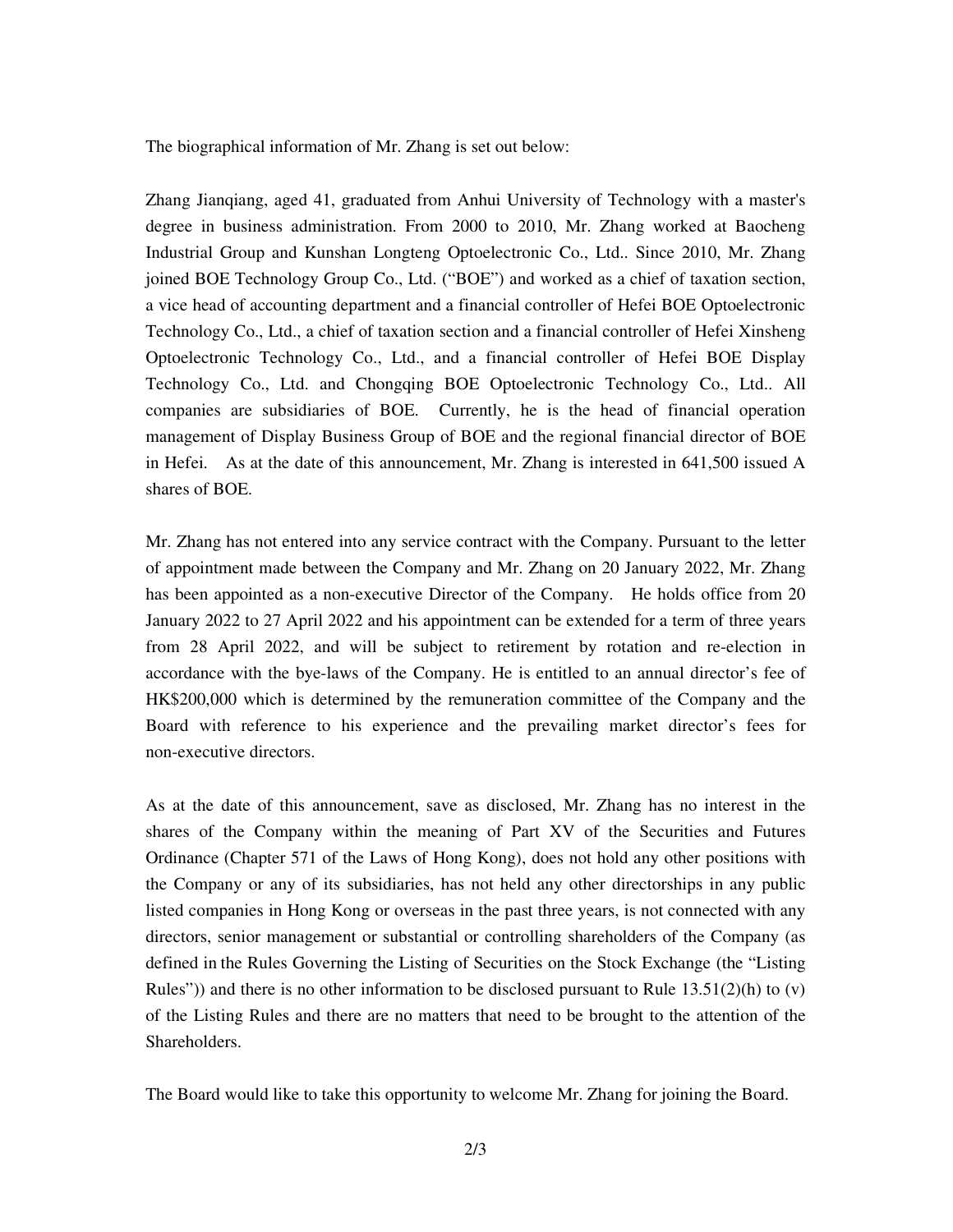The biographical information of Mr. Zhang is set out below:

Zhang Jianqiang, aged 41, graduated from Anhui University of Technology with a master's degree in business administration. From 2000 to 2010, Mr. Zhang worked at Baocheng Industrial Group and Kunshan Longteng Optoelectronic Co., Ltd.. Since 2010, Mr. Zhang joined BOE Technology Group Co., Ltd. ("BOE") and worked as a chief of taxation section, a vice head of accounting department and a financial controller of Hefei BOE Optoelectronic Technology Co., Ltd., a chief of taxation section and a financial controller of Hefei Xinsheng Optoelectronic Technology Co., Ltd., and a financial controller of Hefei BOE Display Technology Co., Ltd. and Chongqing BOE Optoelectronic Technology Co., Ltd.. All companies are subsidiaries of BOE. Currently, he is the head of financial operation management of Display Business Group of BOE and the regional financial director of BOE in Hefei. As at the date of this announcement, Mr. Zhang is interested in 641,500 issued A shares of BOE.

Mr. Zhang has not entered into any service contract with the Company. Pursuant to the letter of appointment made between the Company and Mr. Zhang on 20 January 2022, Mr. Zhang has been appointed as a non-executive Director of the Company. He holds office from 20 January 2022 to 27 April 2022 and his appointment can be extended for a term of three years from 28 April 2022, and will be subject to retirement by rotation and re-election in accordance with the bye-laws of the Company. He is entitled to an annual director's fee of HK$200,000 which is determined by the remuneration committee of the Company and the Board with reference to his experience and the prevailing market director's fees for non-executive directors.

As at the date of this announcement, save as disclosed, Mr. Zhang has no interest in the shares of the Company within the meaning of Part XV of the Securities and Futures Ordinance (Chapter 571 of the Laws of Hong Kong), does not hold any other positions with the Company or any of its subsidiaries, has not held any other directorships in any public listed companies in Hong Kong or overseas in the past three years, is not connected with any directors, senior management or substantial or controlling shareholders of the Company (as defined in the Rules Governing the Listing of Securities on the Stock Exchange (the "Listing Rules")) and there is no other information to be disclosed pursuant to Rule 13.51(2)(h) to (v) of the Listing Rules and there are no matters that need to be brought to the attention of the Shareholders.

The Board would like to take this opportunity to welcome Mr. Zhang for joining the Board.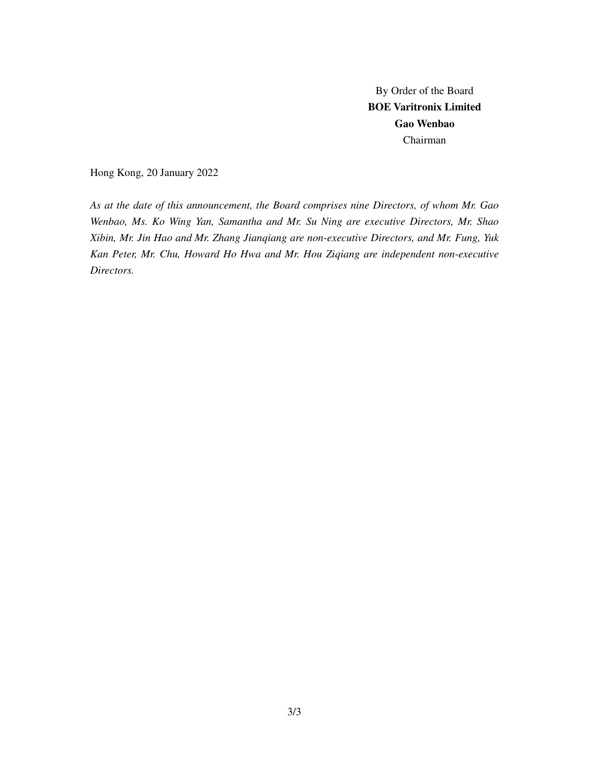By Order of the Board
**BOE Varitronix Limited**
**Gao Wenbao**
Chairman

Hong Kong, 20 January 2022

*As at the date of this announcement, the Board comprises nine Directors, of whom Mr. Gao Wenbao, Ms. Ko Wing Yan, Samantha and Mr. Su Ning are executive Directors, Mr. Shao Xibin, Mr. Jin Hao and Mr. Zhang Jianqiang are non-executive Directors, and Mr. Fung, Yuk Kan Peter, Mr. Chu, Howard Ho Hwa and Mr. Hou Ziqiang are independent non-executive Directors.*